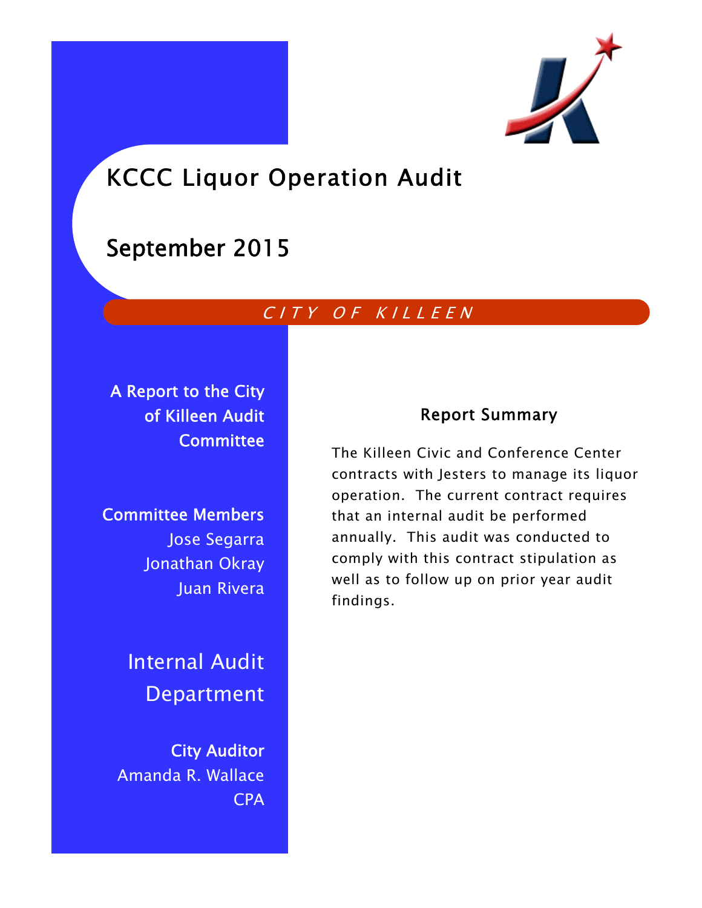# KCCC Liquor Operation Audit

## September 2015

*CITY OF KILLEEN*

**A Report to the City of Killeen Audit Committee**

**Committee Members**

Jose Segarra
Jonathan Okray
Juan Rivera

**Internal Audit Department**

**City Auditor**

Amanda R. Wallace
CPA

### Report Summary

The Killeen Civic and Conference Center contracts with Jesters to manage its liquor operation. The current contract requires that an internal audit be performed annually. This audit was conducted to comply with this contract stipulation as well as to follow up on prior year audit findings.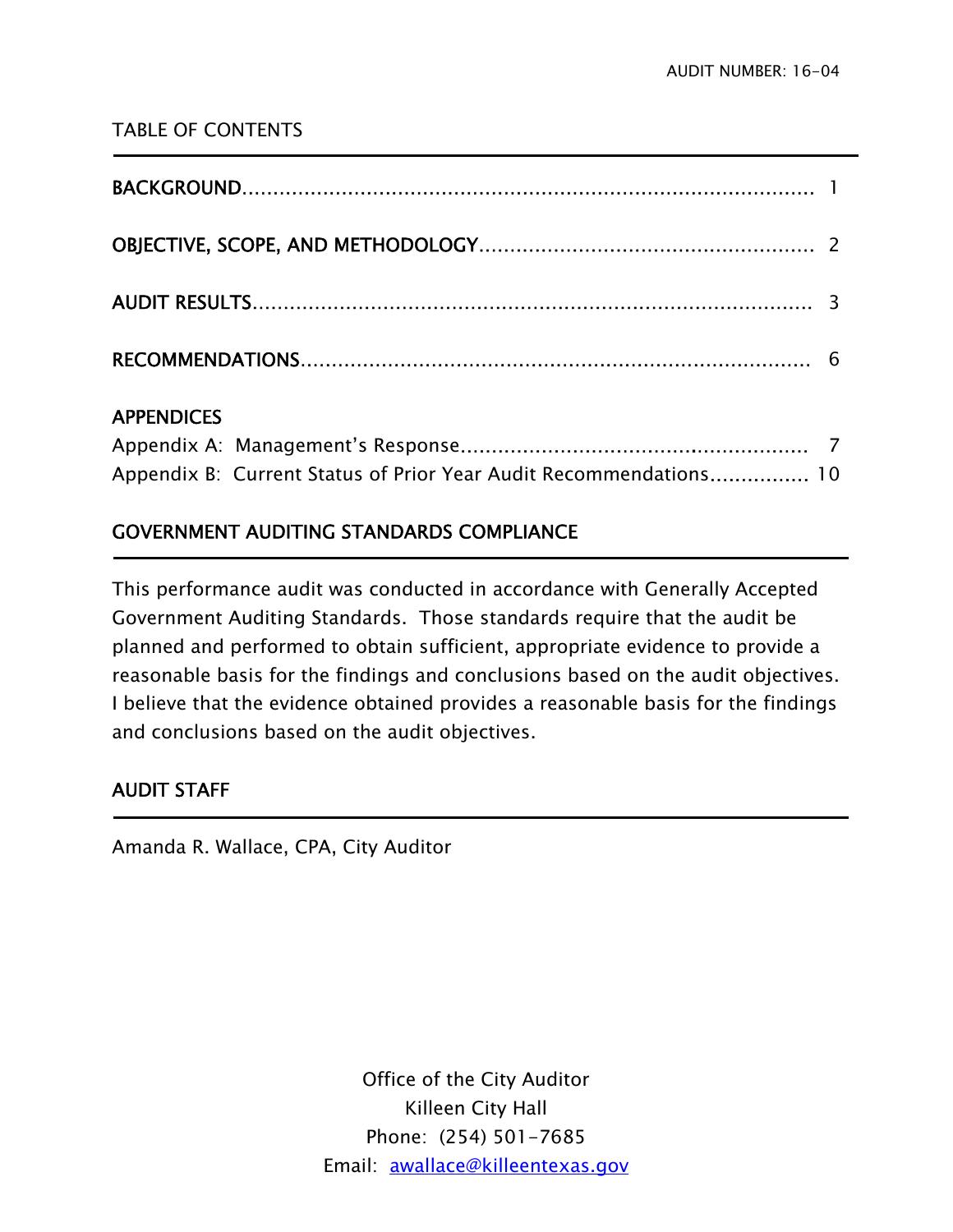AUDIT NUMBER: 16-04

## TABLE OF CONTENTS

| | |
|---|---|
| **BACKGROUND** | 1 |
| **OBJECTIVE, SCOPE, AND METHODOLOGY** | 2 |
| **AUDIT RESULTS** | 3 |
| **RECOMMENDATIONS** | 6 |
| **APPENDICES** | |
| Appendix A: Management's Response | 7 |
| Appendix B: Current Status of Prior Year Audit Recommendations | 10 |

## GOVERNMENT AUDITING STANDARDS COMPLIANCE

This performance audit was conducted in accordance with Generally Accepted Government Auditing Standards. Those standards require that the audit be planned and performed to obtain sufficient, appropriate evidence to provide a reasonable basis for the findings and conclusions based on the audit objectives. I believe that the evidence obtained provides a reasonable basis for the findings and conclusions based on the audit objectives.

## AUDIT STAFF

Amanda R. Wallace, CPA, City Auditor

Office of the City Auditor
Killeen City Hall
Phone: (254) 501-7685
Email: awallace@killeentexas.gov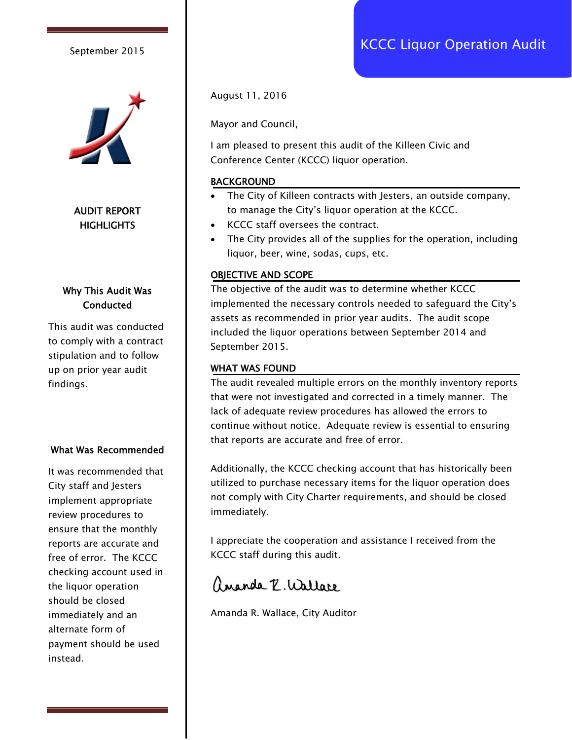# KCCC Liquor Operation Audit

September 2015

**AUDIT REPORT HIGHLIGHTS**

### Why This Audit Was Conducted

This audit was conducted to comply with a contract stipulation and to follow up on prior year audit findings.

### What Was Recommended

It was recommended that City staff and Jesters implement appropriate review procedures to ensure that the monthly reports are accurate and free of error. The KCCC checking account used in the liquor operation should be closed immediately and an alternate form of payment should be used instead.

---

August 11, 2016

Mayor and Council,

I am pleased to present this audit of the Killeen Civic and Conference Center (KCCC) liquor operation.

## BACKGROUND

- The City of Killeen contracts with Jesters, an outside company, to manage the City's liquor operation at the KCCC.
- KCCC staff oversees the contract.
- The City provides all of the supplies for the operation, including liquor, beer, wine, sodas, cups, etc.

## OBJECTIVE AND SCOPE

The objective of the audit was to determine whether KCCC implemented the necessary controls needed to safeguard the City's assets as recommended in prior year audits. The audit scope included the liquor operations between September 2014 and September 2015.

## WHAT WAS FOUND

The audit revealed multiple errors on the monthly inventory reports that were not investigated and corrected in a timely manner. The lack of adequate review procedures has allowed the errors to continue without notice. Adequate review is essential to ensuring that reports are accurate and free of error.

Additionally, the KCCC checking account that has historically been utilized to purchase necessary items for the liquor operation does not comply with City Charter requirements, and should be closed immediately.

I appreciate the cooperation and assistance I received from the KCCC staff during this audit.

Amanda R. Wallace

Amanda R. Wallace, City Auditor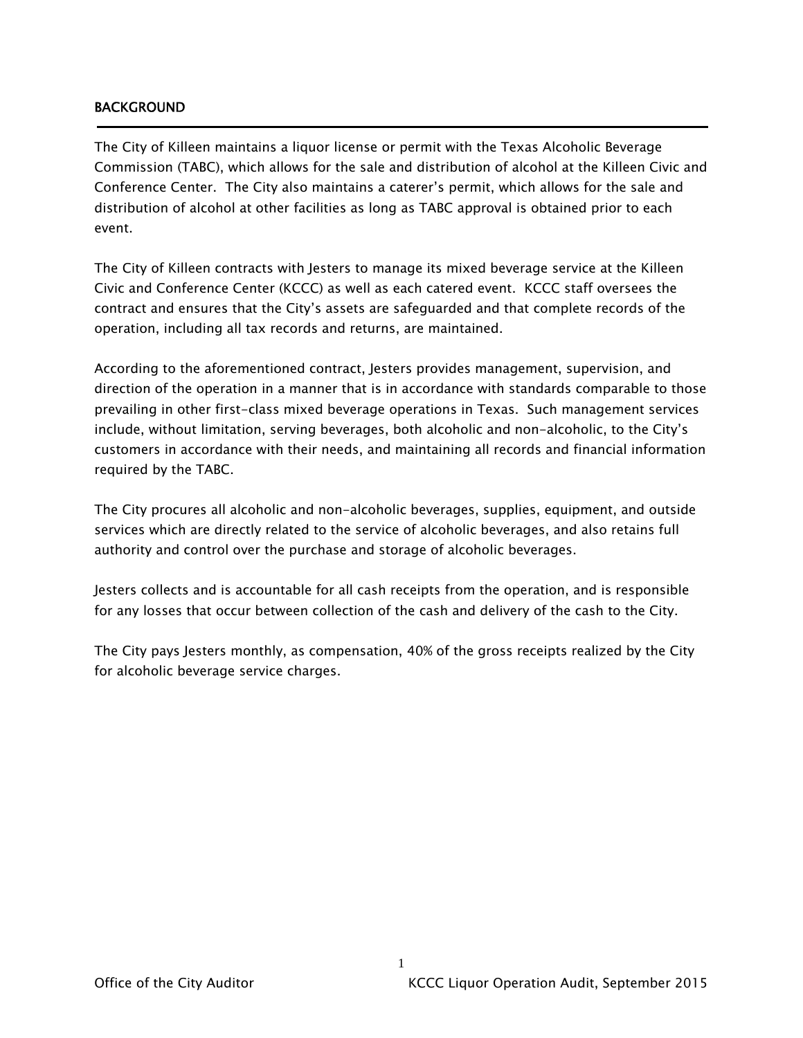## BACKGROUND

The City of Killeen maintains a liquor license or permit with the Texas Alcoholic Beverage Commission (TABC), which allows for the sale and distribution of alcohol at the Killeen Civic and Conference Center. The City also maintains a caterer's permit, which allows for the sale and distribution of alcohol at other facilities as long as TABC approval is obtained prior to each event.

The City of Killeen contracts with Jesters to manage its mixed beverage service at the Killeen Civic and Conference Center (KCCC) as well as each catered event. KCCC staff oversees the contract and ensures that the City's assets are safeguarded and that complete records of the operation, including all tax records and returns, are maintained.

According to the aforementioned contract, Jesters provides management, supervision, and direction of the operation in a manner that is in accordance with standards comparable to those prevailing in other first-class mixed beverage operations in Texas. Such management services include, without limitation, serving beverages, both alcoholic and non-alcoholic, to the City's customers in accordance with their needs, and maintaining all records and financial information required by the TABC.

The City procures all alcoholic and non-alcoholic beverages, supplies, equipment, and outside services which are directly related to the service of alcoholic beverages, and also retains full authority and control over the purchase and storage of alcoholic beverages.

Jesters collects and is accountable for all cash receipts from the operation, and is responsible for any losses that occur between collection of the cash and delivery of the cash to the City.

The City pays Jesters monthly, as compensation, 40% of the gross receipts realized by the City for alcoholic beverage service charges.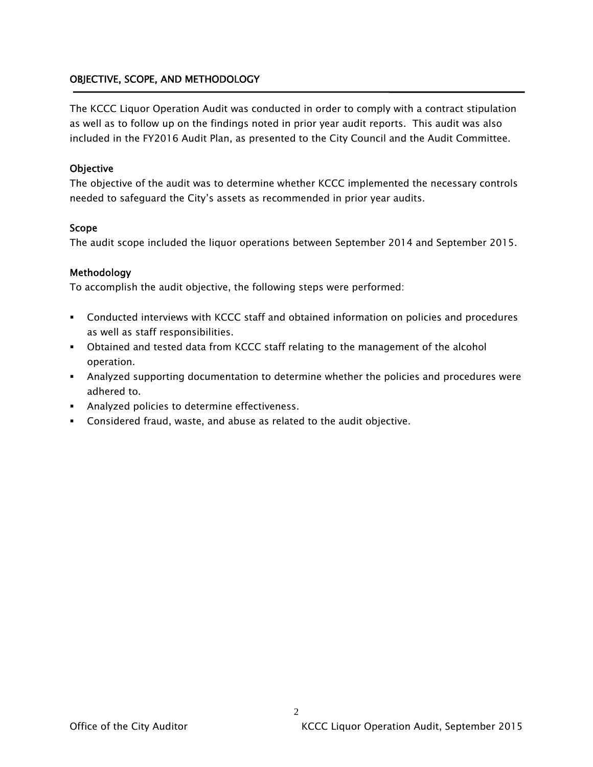## OBJECTIVE, SCOPE, AND METHODOLOGY

The KCCC Liquor Operation Audit was conducted in order to comply with a contract stipulation as well as to follow up on the findings noted in prior year audit reports. This audit was also included in the FY2016 Audit Plan, as presented to the City Council and the Audit Committee.

### Objective

The objective of the audit was to determine whether KCCC implemented the necessary controls needed to safeguard the City's assets as recommended in prior year audits.

### Scope

The audit scope included the liquor operations between September 2014 and September 2015.

### Methodology

To accomplish the audit objective, the following steps were performed:

- Conducted interviews with KCCC staff and obtained information on policies and procedures as well as staff responsibilities.
- Obtained and tested data from KCCC staff relating to the management of the alcohol operation.
- Analyzed supporting documentation to determine whether the policies and procedures were adhered to.
- Analyzed policies to determine effectiveness.
- Considered fraud, waste, and abuse as related to the audit objective.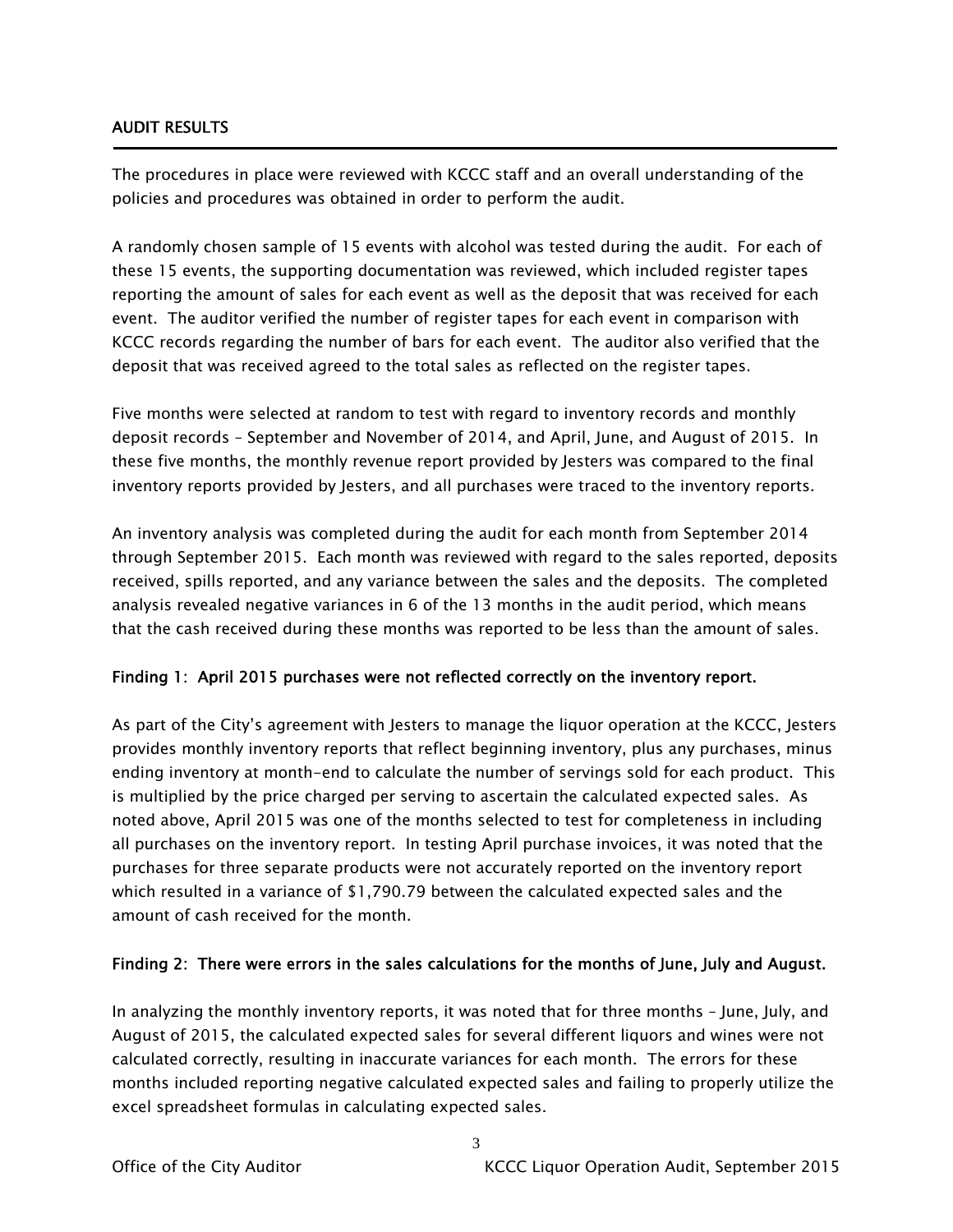## AUDIT RESULTS

The procedures in place were reviewed with KCCC staff and an overall understanding of the policies and procedures was obtained in order to perform the audit.

A randomly chosen sample of 15 events with alcohol was tested during the audit. For each of these 15 events, the supporting documentation was reviewed, which included register tapes reporting the amount of sales for each event as well as the deposit that was received for each event. The auditor verified the number of register tapes for each event in comparison with KCCC records regarding the number of bars for each event. The auditor also verified that the deposit that was received agreed to the total sales as reflected on the register tapes.

Five months were selected at random to test with regard to inventory records and monthly deposit records – September and November of 2014, and April, June, and August of 2015. In these five months, the monthly revenue report provided by Jesters was compared to the final inventory reports provided by Jesters, and all purchases were traced to the inventory reports.

An inventory analysis was completed during the audit for each month from September 2014 through September 2015. Each month was reviewed with regard to the sales reported, deposits received, spills reported, and any variance between the sales and the deposits. The completed analysis revealed negative variances in 6 of the 13 months in the audit period, which means that the cash received during these months was reported to be less than the amount of sales.

**Finding 1: April 2015 purchases were not reflected correctly on the inventory report.**

As part of the City's agreement with Jesters to manage the liquor operation at the KCCC, Jesters provides monthly inventory reports that reflect beginning inventory, plus any purchases, minus ending inventory at month-end to calculate the number of servings sold for each product. This is multiplied by the price charged per serving to ascertain the calculated expected sales. As noted above, April 2015 was one of the months selected to test for completeness in including all purchases on the inventory report. In testing April purchase invoices, it was noted that the purchases for three separate products were not accurately reported on the inventory report which resulted in a variance of $1,790.79 between the calculated expected sales and the amount of cash received for the month.

**Finding 2: There were errors in the sales calculations for the months of June, July and August.**

In analyzing the monthly inventory reports, it was noted that for three months – June, July, and August of 2015, the calculated expected sales for several different liquors and wines were not calculated correctly, resulting in inaccurate variances for each month. The errors for these months included reporting negative calculated expected sales and failing to properly utilize the excel spreadsheet formulas in calculating expected sales.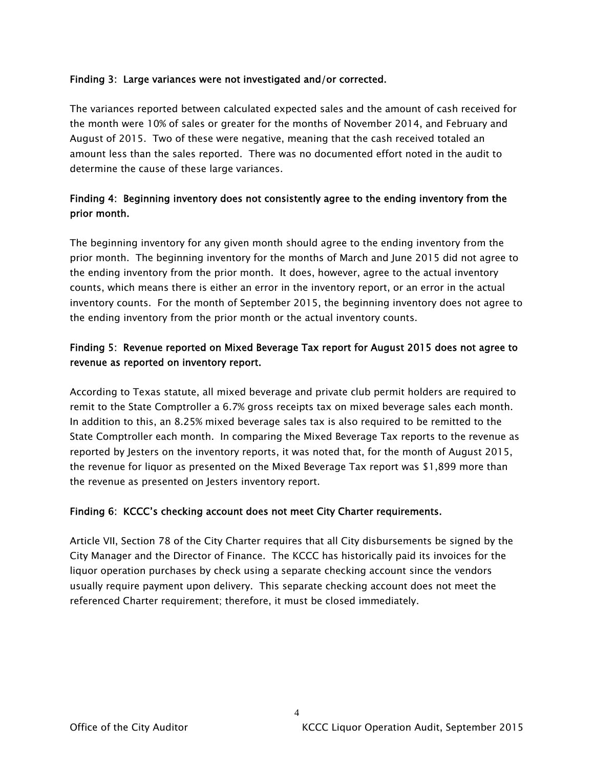**Finding 3: Large variances were not investigated and/or corrected.**

The variances reported between calculated expected sales and the amount of cash received for the month were 10% of sales or greater for the months of November 2014, and February and August of 2015. Two of these were negative, meaning that the cash received totaled an amount less than the sales reported. There was no documented effort noted in the audit to determine the cause of these large variances.

**Finding 4: Beginning inventory does not consistently agree to the ending inventory from the prior month.**

The beginning inventory for any given month should agree to the ending inventory from the prior month. The beginning inventory for the months of March and June 2015 did not agree to the ending inventory from the prior month. It does, however, agree to the actual inventory counts, which means there is either an error in the inventory report, or an error in the actual inventory counts. For the month of September 2015, the beginning inventory does not agree to the ending inventory from the prior month or the actual inventory counts.

**Finding 5: Revenue reported on Mixed Beverage Tax report for August 2015 does not agree to revenue as reported on inventory report.**

According to Texas statute, all mixed beverage and private club permit holders are required to remit to the State Comptroller a 6.7% gross receipts tax on mixed beverage sales each month. In addition to this, an 8.25% mixed beverage sales tax is also required to be remitted to the State Comptroller each month. In comparing the Mixed Beverage Tax reports to the revenue as reported by Jesters on the inventory reports, it was noted that, for the month of August 2015, the revenue for liquor as presented on the Mixed Beverage Tax report was $1,899 more than the revenue as presented on Jesters inventory report.

**Finding 6: KCCC's checking account does not meet City Charter requirements.**

Article VII, Section 78 of the City Charter requires that all City disbursements be signed by the City Manager and the Director of Finance. The KCCC has historically paid its invoices for the liquor operation purchases by check using a separate checking account since the vendors usually require payment upon delivery. This separate checking account does not meet the referenced Charter requirement; therefore, it must be closed immediately.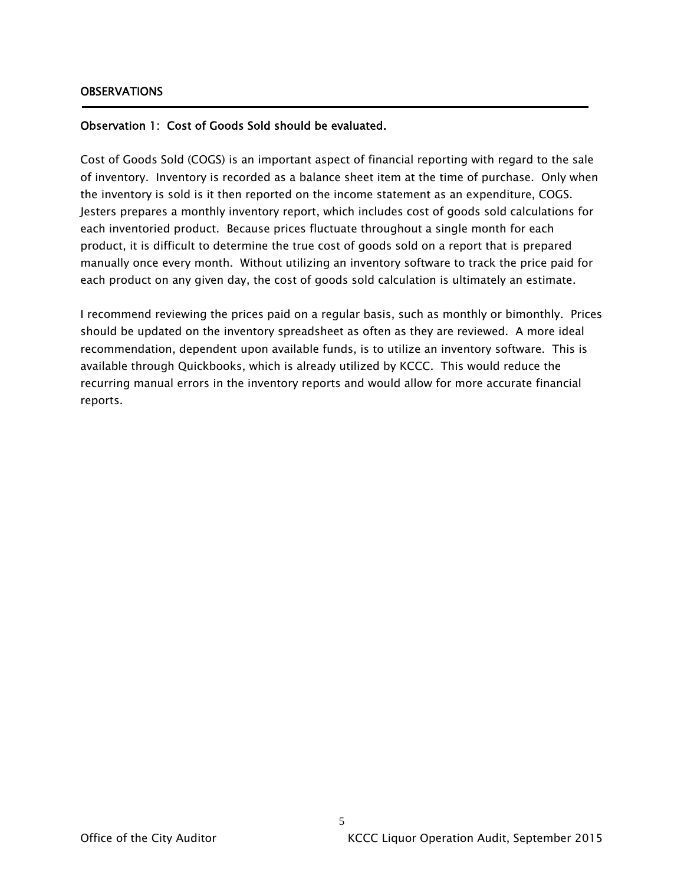## OBSERVATIONS

### Observation 1: Cost of Goods Sold should be evaluated.

Cost of Goods Sold (COGS) is an important aspect of financial reporting with regard to the sale of inventory. Inventory is recorded as a balance sheet item at the time of purchase. Only when the inventory is sold is it then reported on the income statement as an expenditure, COGS. Jesters prepares a monthly inventory report, which includes cost of goods sold calculations for each inventoried product. Because prices fluctuate throughout a single month for each product, it is difficult to determine the true cost of goods sold on a report that is prepared manually once every month. Without utilizing an inventory software to track the price paid for each product on any given day, the cost of goods sold calculation is ultimately an estimate.

I recommend reviewing the prices paid on a regular basis, such as monthly or bimonthly. Prices should be updated on the inventory spreadsheet as often as they are reviewed. A more ideal recommendation, dependent upon available funds, is to utilize an inventory software. This is available through Quickbooks, which is already utilized by KCCC. This would reduce the recurring manual errors in the inventory reports and would allow for more accurate financial reports.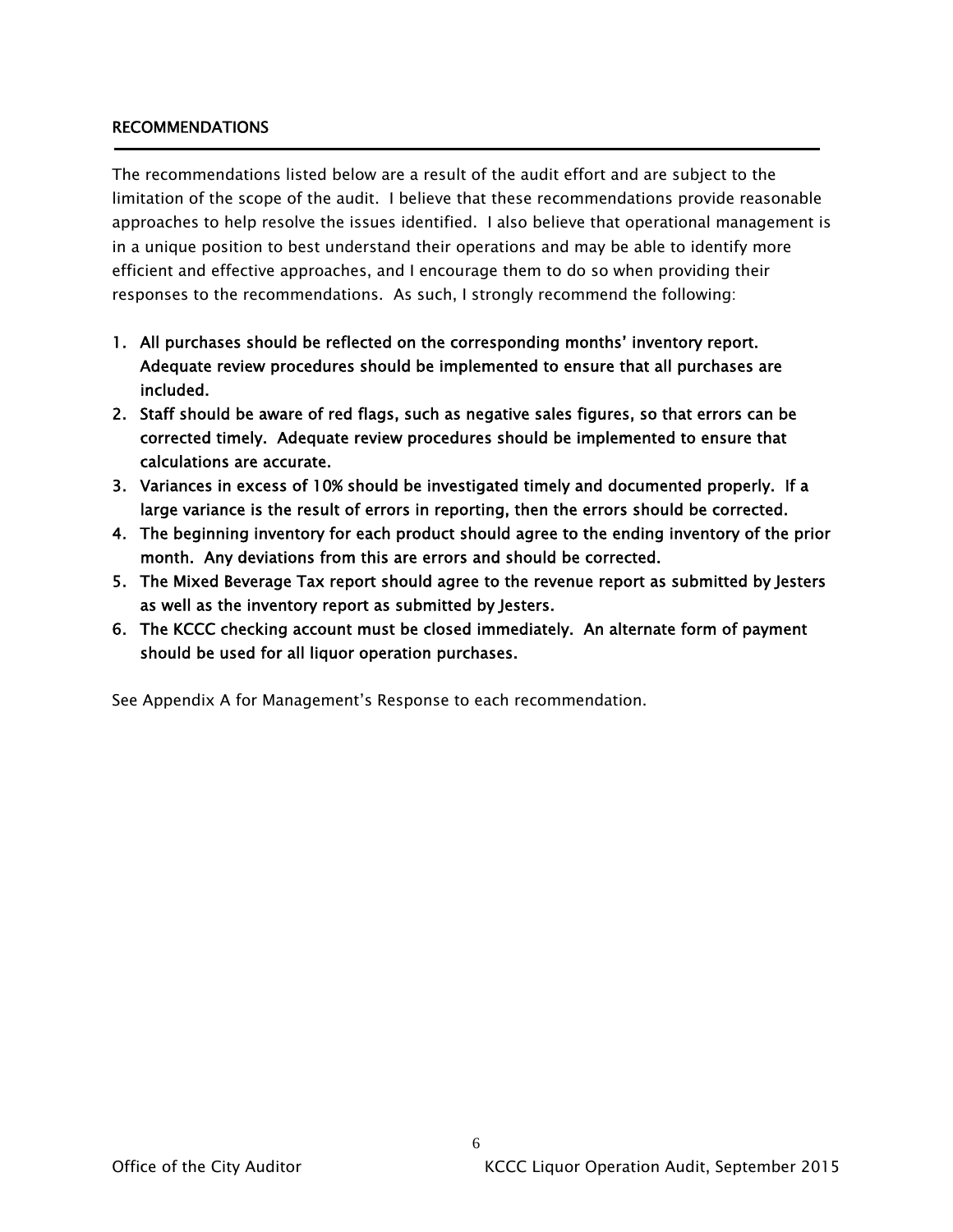## RECOMMENDATIONS

The recommendations listed below are a result of the audit effort and are subject to the limitation of the scope of the audit. I believe that these recommendations provide reasonable approaches to help resolve the issues identified. I also believe that operational management is in a unique position to best understand their operations and may be able to identify more efficient and effective approaches, and I encourage them to do so when providing their responses to the recommendations. As such, I strongly recommend the following:

1. **All purchases should be reflected on the corresponding months' inventory report. Adequate review procedures should be implemented to ensure that all purchases are included.**
2. **Staff should be aware of red flags, such as negative sales figures, so that errors can be corrected timely. Adequate review procedures should be implemented to ensure that calculations are accurate.**
3. **Variances in excess of 10% should be investigated timely and documented properly. If a large variance is the result of errors in reporting, then the errors should be corrected.**
4. **The beginning inventory for each product should agree to the ending inventory of the prior month. Any deviations from this are errors and should be corrected.**
5. **The Mixed Beverage Tax report should agree to the revenue report as submitted by Jesters as well as the inventory report as submitted by Jesters.**
6. **The KCCC checking account must be closed immediately. An alternate form of payment should be used for all liquor operation purchases.**

See Appendix A for Management's Response to each recommendation.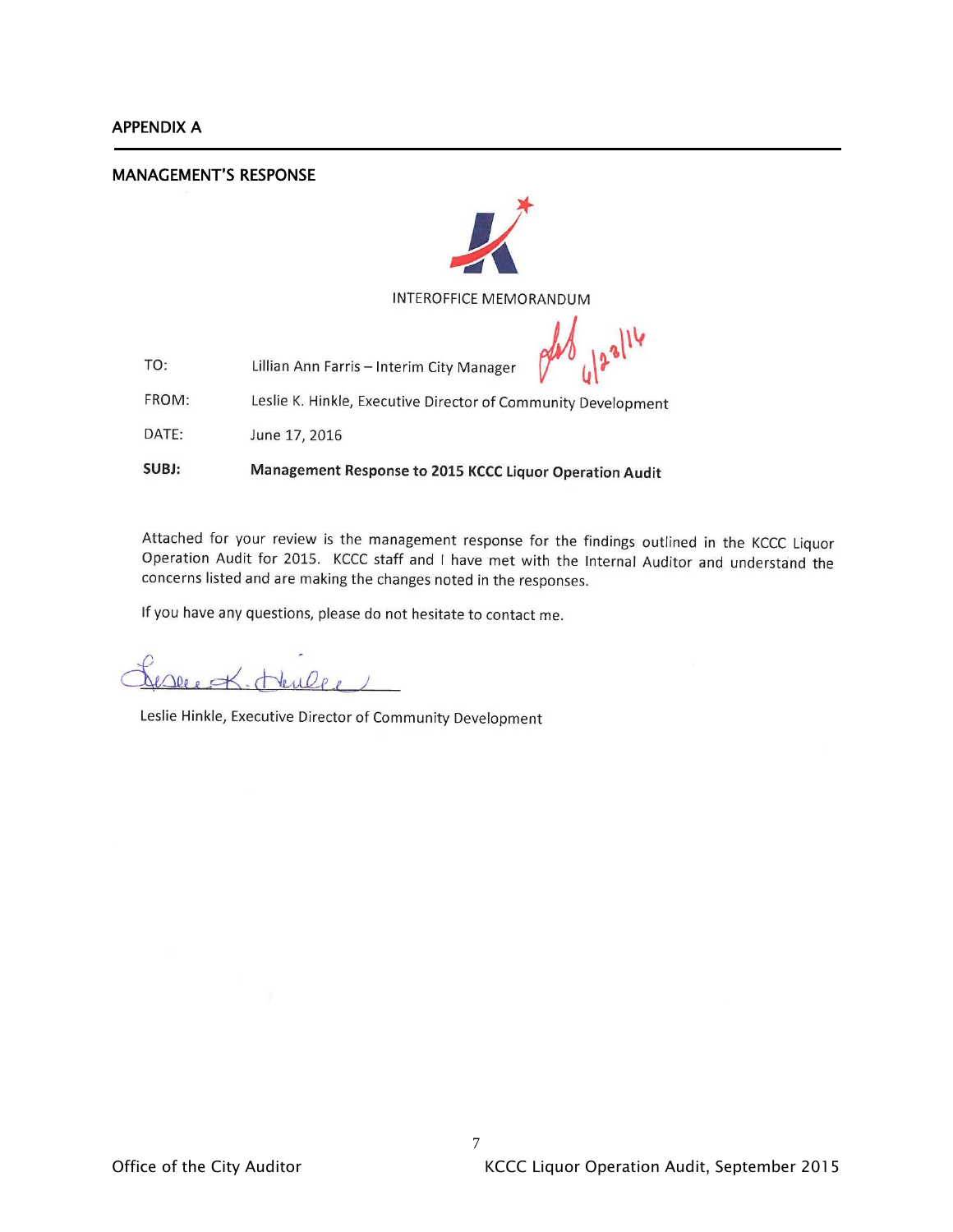## APPENDIX A

## MANAGEMENT'S RESPONSE

INTEROFFICE MEMORANDUM

| | |
|---|---|
| TO: | Lillian Ann Farris – Interim City Manager |
| FROM: | Leslie K. Hinkle, Executive Director of Community Development |
| DATE: | June 17, 2016 |
| **SUBJ:** | **Management Response to 2015 KCCC Liquor Operation Audit** |

Attached for your review is the management response for the findings outlined in the KCCC Liquor Operation Audit for 2015. KCCC staff and I have met with the Internal Auditor and understand the concerns listed and are making the changes noted in the responses.

If you have any questions, please do not hesitate to contact me.

Leslie Hinkle, Executive Director of Community Development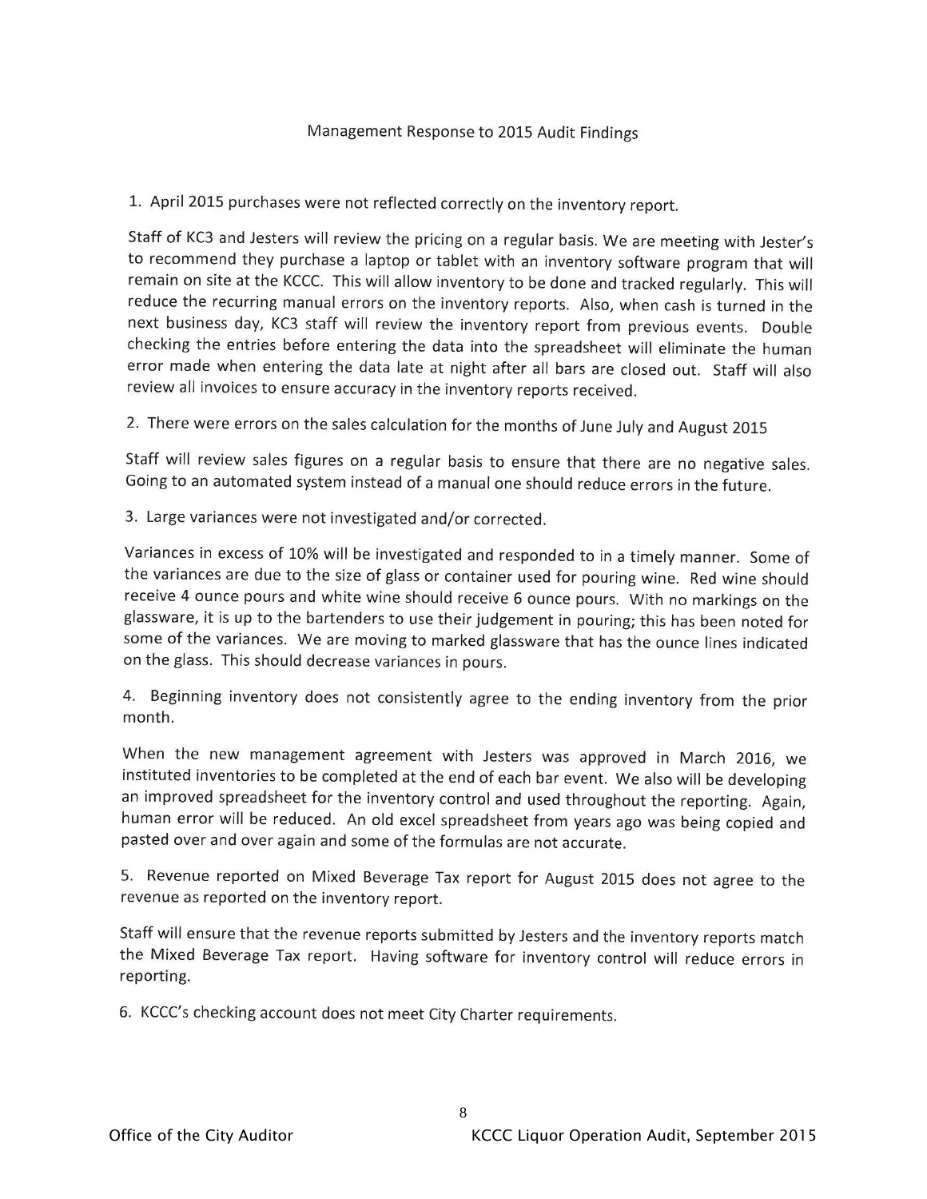Management Response to 2015 Audit Findings

1. April 2015 purchases were not reflected correctly on the inventory report.

Staff of KC3 and Jesters will review the pricing on a regular basis. We are meeting with Jester's to recommend they purchase a laptop or tablet with an inventory software program that will remain on site at the KCCC. This will allow inventory to be done and tracked regularly. This will reduce the recurring manual errors on the inventory reports. Also, when cash is turned in the next business day, KC3 staff will review the inventory report from previous events. Double checking the entries before entering the data into the spreadsheet will eliminate the human error made when entering the data late at night after all bars are closed out. Staff will also review all invoices to ensure accuracy in the inventory reports received.

2. There were errors on the sales calculation for the months of June July and August 2015

Staff will review sales figures on a regular basis to ensure that there are no negative sales. Going to an automated system instead of a manual one should reduce errors in the future.

3. Large variances were not investigated and/or corrected.

Variances in excess of 10% will be investigated and responded to in a timely manner. Some of the variances are due to the size of glass or container used for pouring wine. Red wine should receive 4 ounce pours and white wine should receive 6 ounce pours. With no markings on the glassware, it is up to the bartenders to use their judgement in pouring; this has been noted for some of the variances. We are moving to marked glassware that has the ounce lines indicated on the glass. This should decrease variances in pours.

4. Beginning inventory does not consistently agree to the ending inventory from the prior month.

When the new management agreement with Jesters was approved in March 2016, we instituted inventories to be completed at the end of each bar event. We also will be developing an improved spreadsheet for the inventory control and used throughout the reporting. Again, human error will be reduced. An old excel spreadsheet from years ago was being copied and pasted over and over again and some of the formulas are not accurate.

5. Revenue reported on Mixed Beverage Tax report for August 2015 does not agree to the revenue as reported on the inventory report.

Staff will ensure that the revenue reports submitted by Jesters and the inventory reports match the Mixed Beverage Tax report. Having software for inventory control will reduce errors in reporting.

6. KCCC's checking account does not meet City Charter requirements.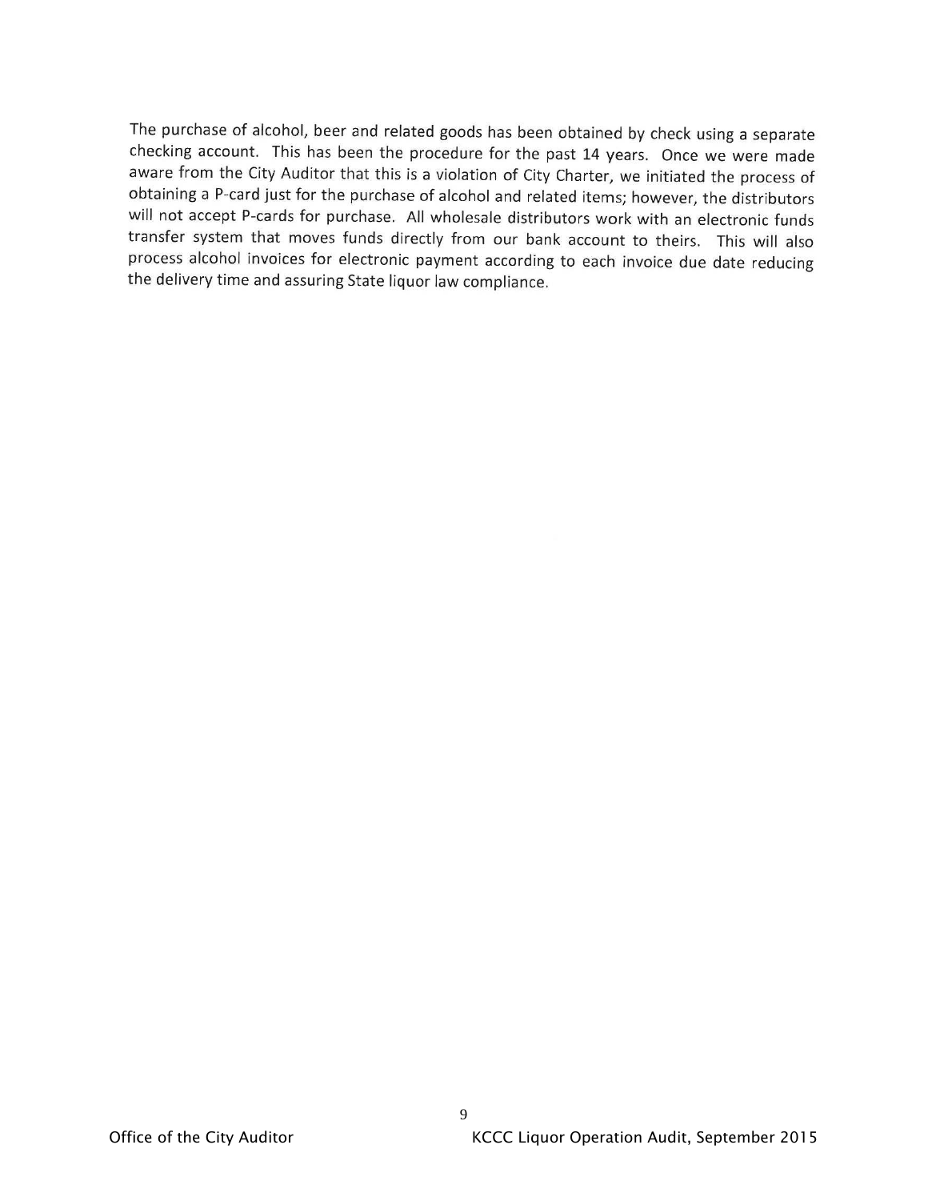The purchase of alcohol, beer and related goods has been obtained by check using a separate checking account. This has been the procedure for the past 14 years. Once we were made aware from the City Auditor that this is a violation of City Charter, we initiated the process of obtaining a P-card just for the purchase of alcohol and related items; however, the distributors will not accept P-cards for purchase. All wholesale distributors work with an electronic funds transfer system that moves funds directly from our bank account to theirs. This will also process alcohol invoices for electronic payment according to each invoice due date reducing the delivery time and assuring State liquor law compliance.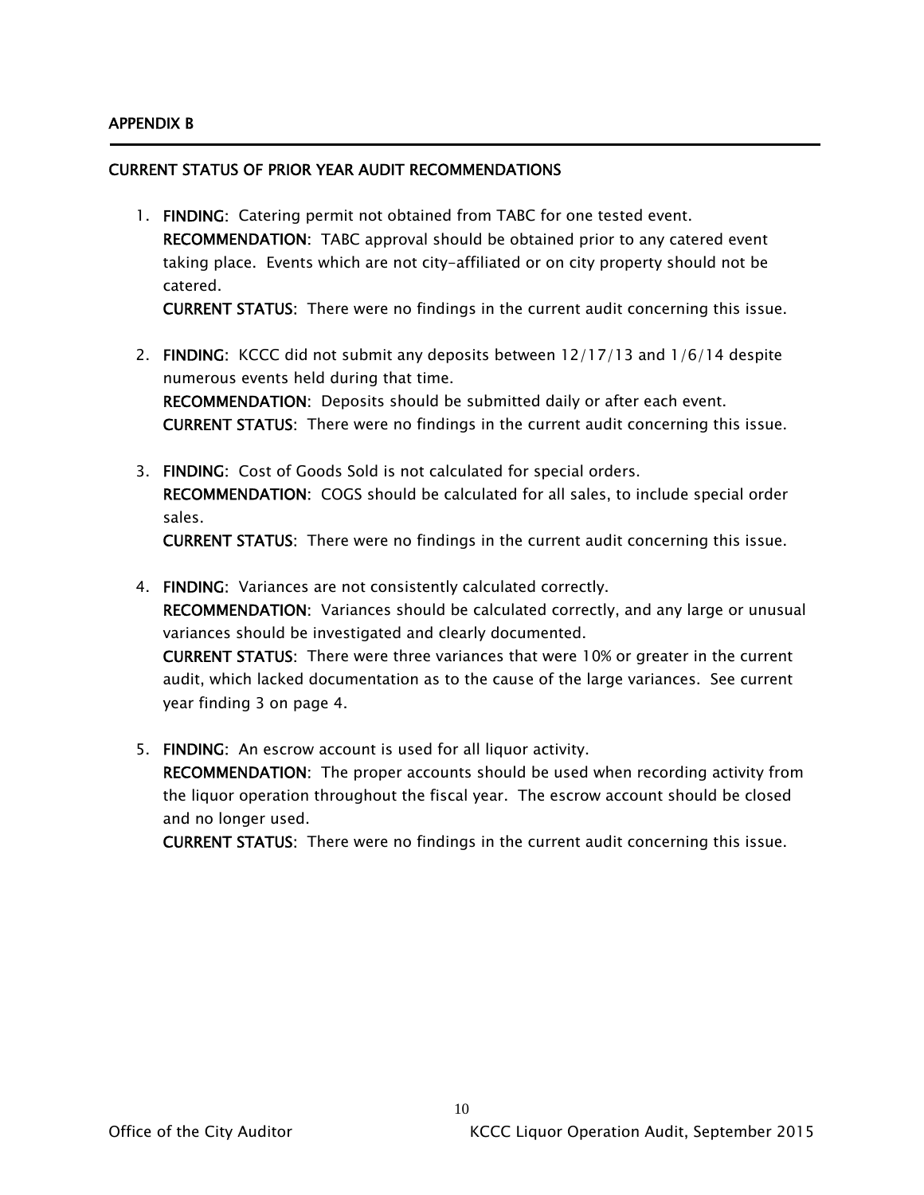## APPENDIX B

### CURRENT STATUS OF PRIOR YEAR AUDIT RECOMMENDATIONS

1. **FINDING:** Catering permit not obtained from TABC for one tested event.
   **RECOMMENDATION:** TABC approval should be obtained prior to any catered event taking place. Events which are not city-affiliated or on city property should not be catered.
   **CURRENT STATUS:** There were no findings in the current audit concerning this issue.

2. **FINDING:** KCCC did not submit any deposits between 12/17/13 and 1/6/14 despite numerous events held during that time.
   **RECOMMENDATION:** Deposits should be submitted daily or after each event.
   **CURRENT STATUS:** There were no findings in the current audit concerning this issue.

3. **FINDING:** Cost of Goods Sold is not calculated for special orders.
   **RECOMMENDATION:** COGS should be calculated for all sales, to include special order sales.
   **CURRENT STATUS:** There were no findings in the current audit concerning this issue.

4. **FINDING:** Variances are not consistently calculated correctly.
   **RECOMMENDATION:** Variances should be calculated correctly, and any large or unusual variances should be investigated and clearly documented.
   **CURRENT STATUS:** There were three variances that were 10% or greater in the current audit, which lacked documentation as to the cause of the large variances. See current year finding 3 on page 4.

5. **FINDING:** An escrow account is used for all liquor activity.
   **RECOMMENDATION:** The proper accounts should be used when recording activity from the liquor operation throughout the fiscal year. The escrow account should be closed and no longer used.
   **CURRENT STATUS:** There were no findings in the current audit concerning this issue.